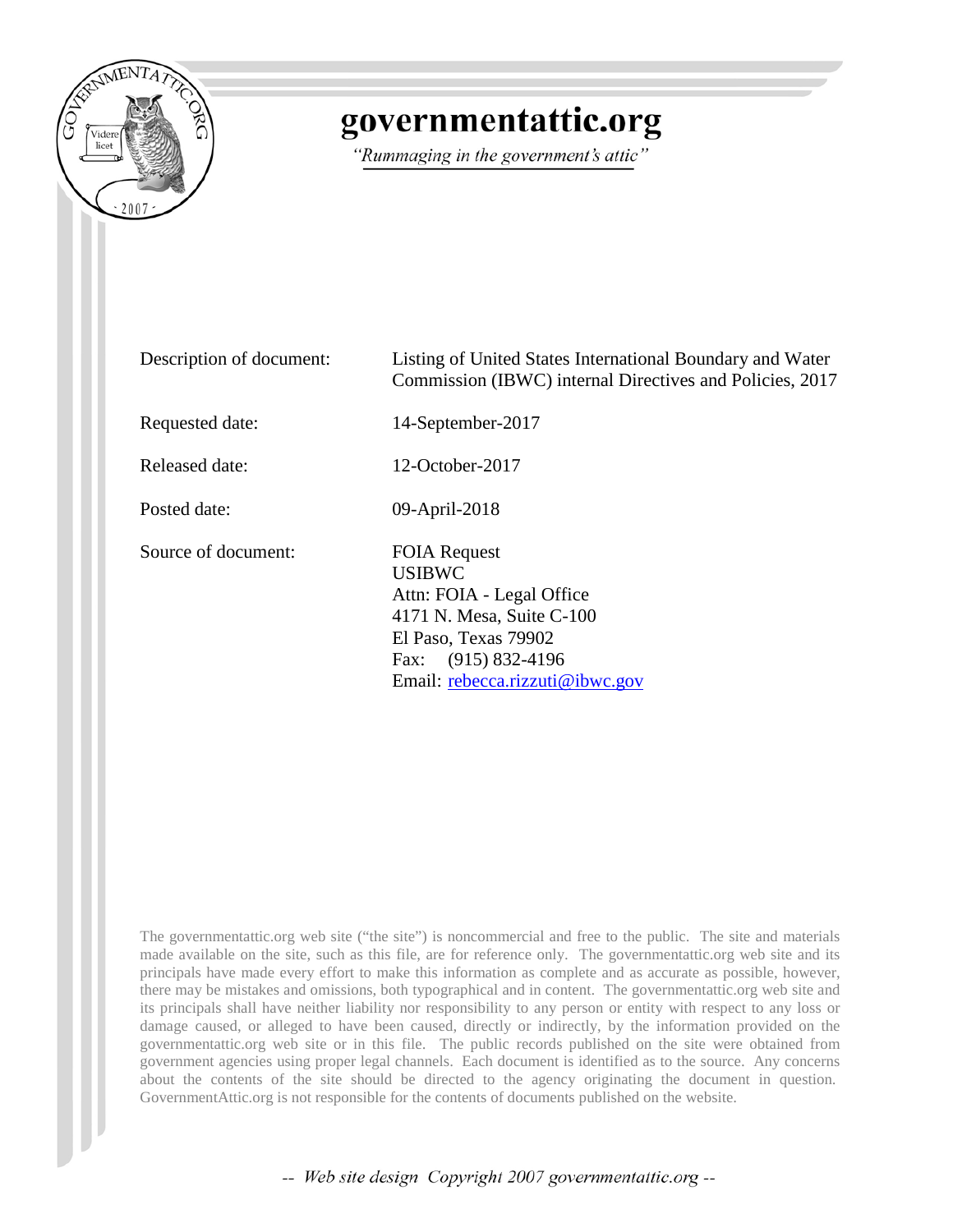# governmentattic.org

*"Rummaging in the government's attic"*

| | |
|---|---|
| Description of document: | Listing of United States International Boundary and Water Commission (IBWC) internal Directives and Policies, 2017 |
| Requested date: | 14-September-2017 |
| Released date: | 12-October-2017 |
| Posted date: | 09-April-2018 |
| Source of document: | FOIA Request<br>USIBWC<br>Attn: FOIA - Legal Office<br>4171 N. Mesa, Suite C-100<br>El Paso, Texas 79902<br>Fax: (915) 832-4196<br>Email: rebecca.rizzuti@ibwc.gov |

The governmentattic.org web site ("the site") is noncommercial and free to the public. The site and materials made available on the site, such as this file, are for reference only. The governmentattic.org web site and its principals have made every effort to make this information as complete and as accurate as possible, however, there may be mistakes and omissions, both typographical and in content. The governmentattic.org web site and its principals shall have neither liability nor responsibility to any person or entity with respect to any loss or damage caused, or alleged to have been caused, directly or indirectly, by the information provided on the governmentattic.org web site or in this file. The public records published on the site were obtained from government agencies using proper legal channels. Each document is identified as to the source. Any concerns about the contents of the site should be directed to the agency originating the document in question. GovernmentAttic.org is not responsible for the contents of documents published on the website.

*-- Web site design Copyright 2007 governmentattic.org --*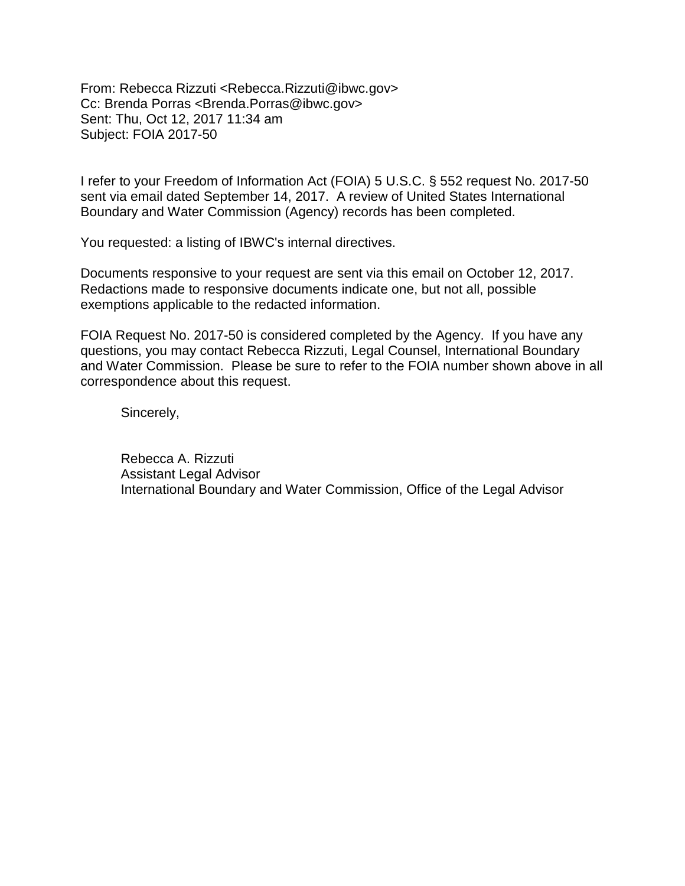From: Rebecca Rizzuti <Rebecca.Rizzuti@ibwc.gov>
Cc: Brenda Porras <Brenda.Porras@ibwc.gov>
Sent: Thu, Oct 12, 2017 11:34 am
Subject: FOIA 2017-50

I refer to your Freedom of Information Act (FOIA) 5 U.S.C. § 552 request No. 2017-50 sent via email dated September 14, 2017. A review of United States International Boundary and Water Commission (Agency) records has been completed.

You requested: a listing of IBWC's internal directives.

Documents responsive to your request are sent via this email on October 12, 2017. Redactions made to responsive documents indicate one, but not all, possible exemptions applicable to the redacted information.

FOIA Request No. 2017-50 is considered completed by the Agency. If you have any questions, you may contact Rebecca Rizzuti, Legal Counsel, International Boundary and Water Commission. Please be sure to refer to the FOIA number shown above in all correspondence about this request.

Sincerely,

Rebecca A. Rizzuti
Assistant Legal Advisor
International Boundary and Water Commission, Office of the Legal Advisor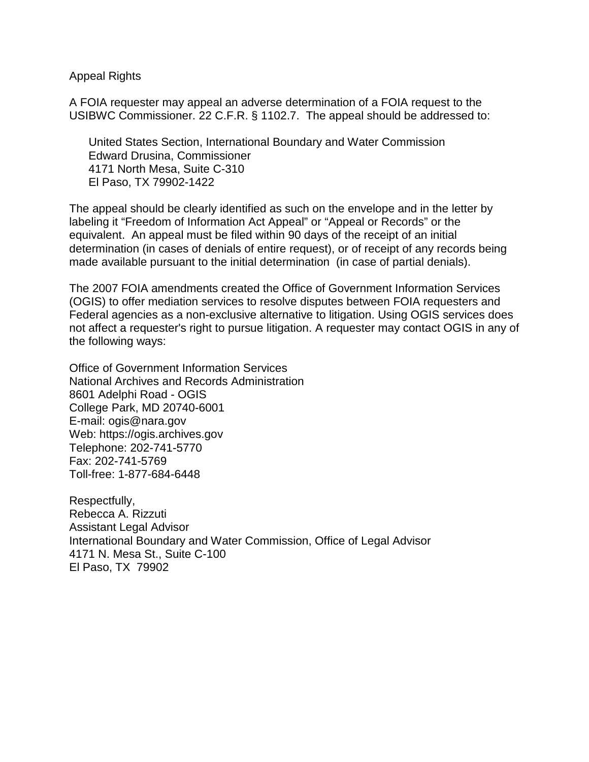Appeal Rights

A FOIA requester may appeal an adverse determination of a FOIA request to the USIBWC Commissioner. 22 C.F.R. § 1102.7. The appeal should be addressed to:

United States Section, International Boundary and Water Commission
Edward Drusina, Commissioner
4171 North Mesa, Suite C-310
El Paso, TX 79902-1422

The appeal should be clearly identified as such on the envelope and in the letter by labeling it "Freedom of Information Act Appeal" or "Appeal or Records" or the equivalent. An appeal must be filed within 90 days of the receipt of an initial determination (in cases of denials of entire request), or of receipt of any records being made available pursuant to the initial determination (in case of partial denials).

The 2007 FOIA amendments created the Office of Government Information Services (OGIS) to offer mediation services to resolve disputes between FOIA requesters and Federal agencies as a non-exclusive alternative to litigation. Using OGIS services does not affect a requester's right to pursue litigation. A requester may contact OGIS in any of the following ways:

Office of Government Information Services
National Archives and Records Administration
8601 Adelphi Road - OGIS
College Park, MD 20740-6001
E-mail: ogis@nara.gov
Web: https://ogis.archives.gov
Telephone: 202-741-5770
Fax: 202-741-5769
Toll-free: 1-877-684-6448

Respectfully,
Rebecca A. Rizzuti
Assistant Legal Advisor
International Boundary and Water Commission, Office of Legal Advisor
4171 N. Mesa St., Suite C-100
El Paso, TX 79902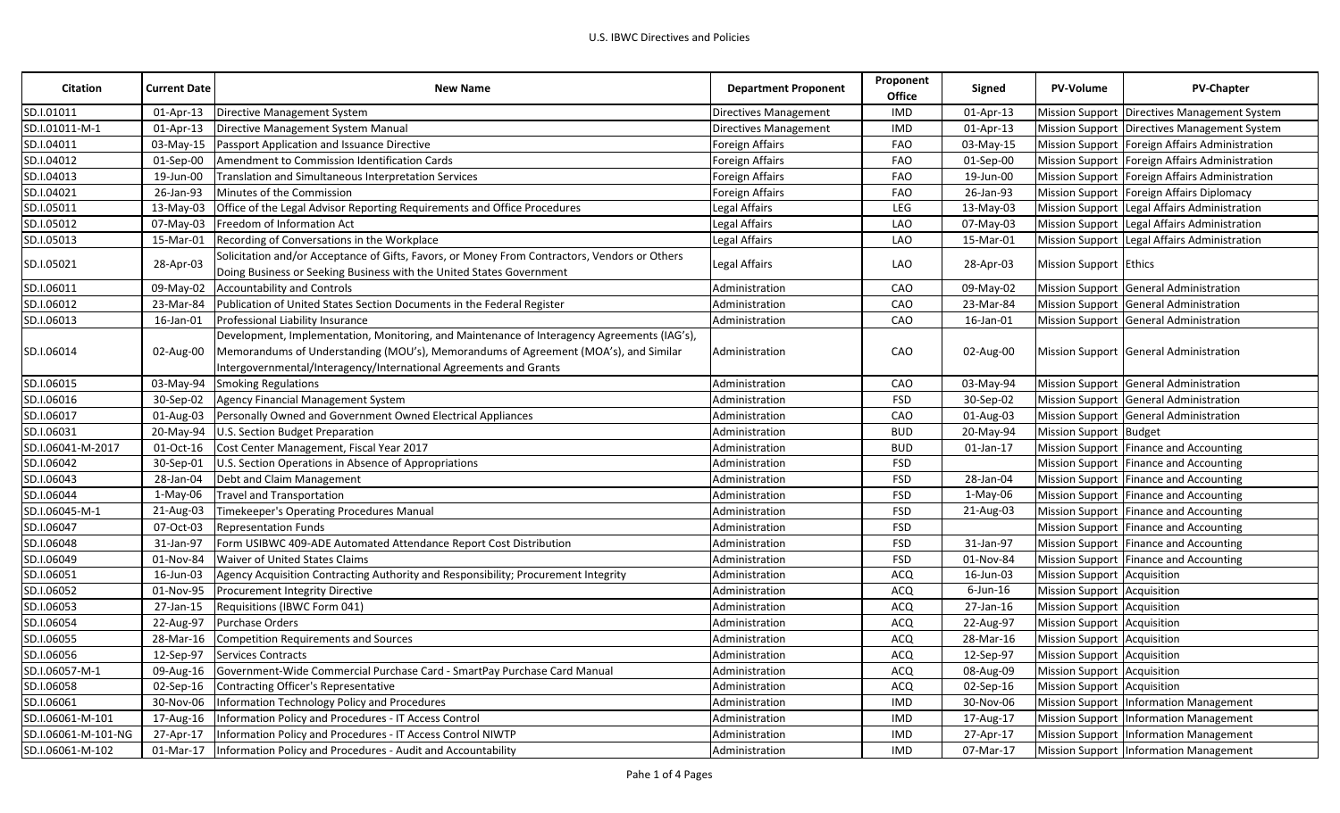| Citation | Current Date | New Name | Department Proponent | Proponent Office | Signed | PV-Volume | PV-Chapter |
|---|---|---|---|---|---|---|---|
| SD.I.01011 | 01-Apr-13 | Directive Management System | Directives Management | IMD | 01-Apr-13 | Mission Support | Directives Management System |
| SD.I.01011-M-1 | 01-Apr-13 | Directive Management System Manual | Directives Management | IMD | 01-Apr-13 | Mission Support | Directives Management System |
| SD.I.04011 | 03-May-15 | Passport Application and Issuance Directive | Foreign Affairs | FAO | 03-May-15 | Mission Support | Foreign Affairs Administration |
| SD.I.04012 | 01-Sep-00 | Amendment to Commission Identification Cards | Foreign Affairs | FAO | 01-Sep-00 | Mission Support | Foreign Affairs Administration |
| SD.I.04013 | 19-Jun-00 | Translation and Simultaneous Interpretation Services | Foreign Affairs | FAO | 19-Jun-00 | Mission Support | Foreign Affairs Administration |
| SD.I.04021 | 26-Jan-93 | Minutes of the Commission | Foreign Affairs | FAO | 26-Jan-93 | Mission Support | Foreign Affairs Diplomacy |
| SD.I.05011 | 13-May-03 | Office of the Legal Advisor Reporting Requirements and Office Procedures | Legal Affairs | LEG | 13-May-03 | Mission Support | Legal Affairs Administration |
| SD.I.05012 | 07-May-03 | Freedom of Information Act | Legal Affairs | LAO | 07-May-03 | Mission Support | Legal Affairs Administration |
| SD.I.05013 | 15-Mar-01 | Recording of Conversations in the Workplace | Legal Affairs | LAO | 15-Mar-01 | Mission Support | Legal Affairs Administration |
| SD.I.05021 | 28-Apr-03 | Solicitation and/or Acceptance of Gifts, Favors, or Money From Contractors, Vendors or Others Doing Business or Seeking Business with the United States Government | Legal Affairs | LAO | 28-Apr-03 | Mission Support | Ethics |
| SD.I.06011 | 09-May-02 | Accountability and Controls | Administration | CAO | 09-May-02 | Mission Support | General Administration |
| SD.I.06012 | 23-Mar-84 | Publication of United States Section Documents in the Federal Register | Administration | CAO | 23-Mar-84 | Mission Support | General Administration |
| SD.I.06013 | 16-Jan-01 | Professional Liability Insurance | Administration | CAO | 16-Jan-01 | Mission Support | General Administration |
| SD.I.06014 | 02-Aug-00 | Development, Implementation, Monitoring, and Maintenance of Interagency Agreements (IAG's), Memorandums of Understanding (MOU's), Memorandums of Agreement (MOA's), and Similar Intergovernmental/Interagency/International Agreements and Grants | Administration | CAO | 02-Aug-00 | Mission Support | General Administration |
| SD.I.06015 | 03-May-94 | Smoking Regulations | Administration | CAO | 03-May-94 | Mission Support | General Administration |
| SD.I.06016 | 30-Sep-02 | Agency Financial Management System | Administration | FSD | 30-Sep-02 | Mission Support | General Administration |
| SD.I.06017 | 01-Aug-03 | Personally Owned and Government Owned Electrical Appliances | Administration | CAO | 01-Aug-03 | Mission Support | General Administration |
| SD.I.06031 | 20-May-94 | U.S. Section Budget Preparation | Administration | BUD | 20-May-94 | Mission Support | Budget |
| SD.I.06041-M-2017 | 01-Oct-16 | Cost Center Management, Fiscal Year 2017 | Administration | BUD | 01-Jan-17 | Mission Support | Finance and Accounting |
| SD.I.06042 | 30-Sep-01 | U.S. Section Operations in Absence of Appropriations | Administration | FSD | | Mission Support | Finance and Accounting |
| SD.I.06043 | 28-Jan-04 | Debt and Claim Management | Administration | FSD | 28-Jan-04 | Mission Support | Finance and Accounting |
| SD.I.06044 | 1-May-06 | Travel and Transportation | Administration | FSD | 1-May-06 | Mission Support | Finance and Accounting |
| SD.I.06045-M-1 | 21-Aug-03 | Timekeeper's Operating Procedures Manual | Administration | FSD | 21-Aug-03 | Mission Support | Finance and Accounting |
| SD.I.06047 | 07-Oct-03 | Representation Funds | Administration | FSD | | Mission Support | Finance and Accounting |
| SD.I.06048 | 31-Jan-97 | Form USIBWC 409-ADE Automated Attendance Report Cost Distribution | Administration | FSD | 31-Jan-97 | Mission Support | Finance and Accounting |
| SD.I.06049 | 01-Nov-84 | Waiver of United States Claims | Administration | FSD | 01-Nov-84 | Mission Support | Finance and Accounting |
| SD.I.06051 | 16-Jun-03 | Agency Acquisition Contracting Authority and Responsibility; Procurement Integrity | Administration | ACQ | 16-Jun-03 | Mission Support | Acquisition |
| SD.I.06052 | 01-Nov-95 | Procurement Integrity Directive | Administration | ACQ | 6-Jun-16 | Mission Support | Acquisition |
| SD.I.06053 | 27-Jan-15 | Requisitions (IBWC Form 041) | Administration | ACQ | 27-Jan-16 | Mission Support | Acquisition |
| SD.I.06054 | 22-Aug-97 | Purchase Orders | Administration | ACQ | 22-Aug-97 | Mission Support | Acquisition |
| SD.I.06055 | 28-Mar-16 | Competition Requirements and Sources | Administration | ACQ | 28-Mar-16 | Mission Support | Acquisition |
| SD.I.06056 | 12-Sep-97 | Services Contracts | Administration | ACQ | 12-Sep-97 | Mission Support | Acquisition |
| SD.I.06057-M-1 | 09-Aug-16 | Government-Wide Commercial Purchase Card - SmartPay Purchase Card Manual | Administration | ACQ | 08-Aug-09 | Mission Support | Acquisition |
| SD.I.06058 | 02-Sep-16 | Contracting Officer's Representative | Administration | ACQ | 02-Sep-16 | Mission Support | Acquisition |
| SD.I.06061 | 30-Nov-06 | Information Technology Policy and Procedures | Administration | IMD | 30-Nov-06 | Mission Support | Information Management |
| SD.I.06061-M-101 | 17-Aug-16 | Information Policy and Procedures - IT Access Control | Administration | IMD | 17-Aug-17 | Mission Support | Information Management |
| SD.I.06061-M-101-NG | 27-Apr-17 | Information Policy and Procedures - IT Access Control NIWTP | Administration | IMD | 27-Apr-17 | Mission Support | Information Management |
| SD.I.06061-M-102 | 01-Mar-17 | Information Policy and Procedures - Audit and Accountability | Administration | IMD | 07-Mar-17 | Mission Support | Information Management |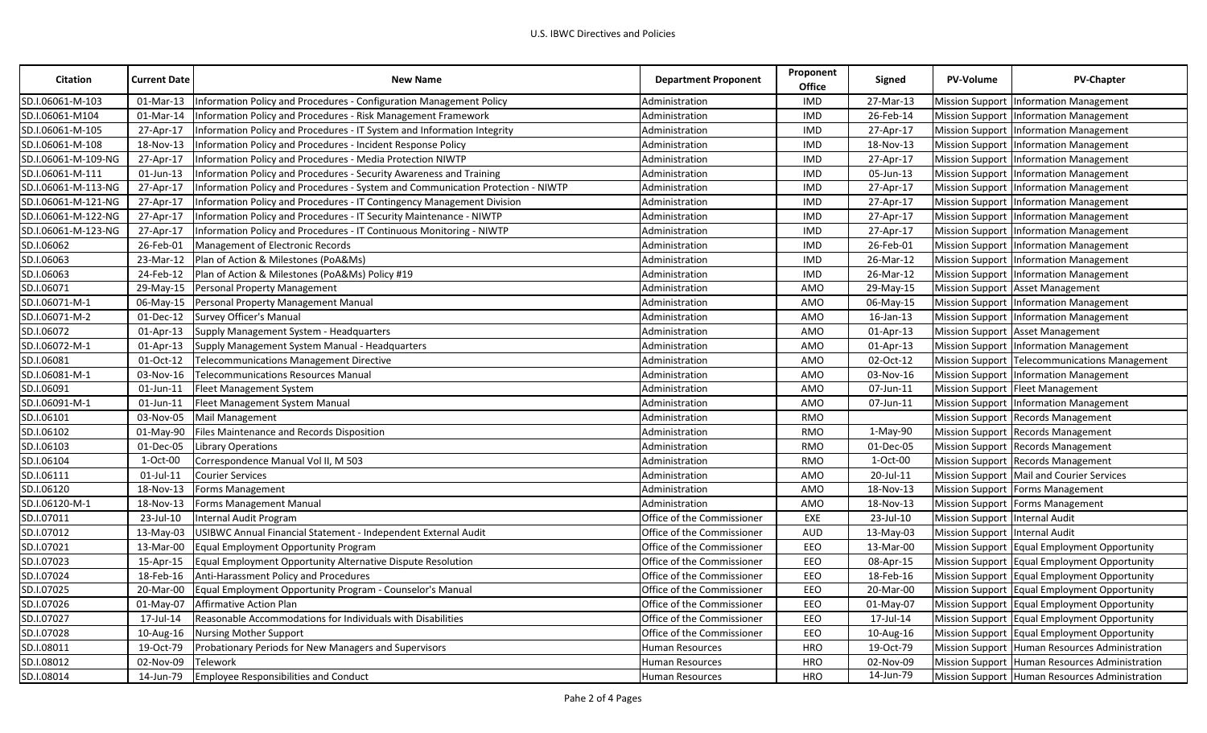| Citation | Current Date | New Name | Department Proponent | Proponent Office | Signed | PV-Volume | PV-Chapter |
|---|---|---|---|---|---|---|---|
| SD.I.06061-M-103 | 01-Mar-13 | Information Policy and Procedures - Configuration Management Policy | Administration | IMD | 27-Mar-13 | Mission Support | Information Management |
| SD.I.06061-M104 | 01-Mar-14 | Information Policy and Procedures - Risk Management Framework | Administration | IMD | 26-Feb-14 | Mission Support | Information Management |
| SD.I.06061-M-105 | 27-Apr-17 | Information Policy and Procedures - IT System and Information Integrity | Administration | IMD | 27-Apr-17 | Mission Support | Information Management |
| SD.I.06061-M-108 | 18-Nov-13 | Information Policy and Procedures - Incident Response Policy | Administration | IMD | 18-Nov-13 | Mission Support | Information Management |
| SD.I.06061-M-109-NG | 27-Apr-17 | Information Policy and Procedures - Media Protection NIWTP | Administration | IMD | 27-Apr-17 | Mission Support | Information Management |
| SD.I.06061-M-111 | 01-Jun-13 | Information Policy and Procedures - Security Awareness and Training | Administration | IMD | 05-Jun-13 | Mission Support | Information Management |
| SD.I.06061-M-113-NG | 27-Apr-17 | Information Policy and Procedures - System and Communication Protection - NIWTP | Administration | IMD | 27-Apr-17 | Mission Support | Information Management |
| SD.I.06061-M-121-NG | 27-Apr-17 | Information Policy and Procedures - IT Contingency Management Division | Administration | IMD | 27-Apr-17 | Mission Support | Information Management |
| SD.I.06061-M-122-NG | 27-Apr-17 | Information Policy and Procedures - IT Security Maintenance - NIWTP | Administration | IMD | 27-Apr-17 | Mission Support | Information Management |
| SD.I.06061-M-123-NG | 27-Apr-17 | Information Policy and Procedures - IT Continuous Monitoring - NIWTP | Administration | IMD | 27-Apr-17 | Mission Support | Information Management |
| SD.I.06062 | 26-Feb-01 | Management of Electronic Records | Administration | IMD | 26-Feb-01 | Mission Support | Information Management |
| SD.I.06063 | 23-Mar-12 | Plan of Action & Milestones (PoA&Ms) | Administration | IMD | 26-Mar-12 | Mission Support | Information Management |
| SD.I.06063 | 24-Feb-12 | Plan of Action & Milestones (PoA&Ms) Policy #19 | Administration | IMD | 26-Mar-12 | Mission Support | Information Management |
| SD.I.06071 | 29-May-15 | Personal Property Management | Administration | AMO | 29-May-15 | Mission Support | Asset Management |
| SD.I.06071-M-1 | 06-May-15 | Personal Property Management Manual | Administration | AMO | 06-May-15 | Mission Support | Information Management |
| SD.I.06071-M-2 | 01-Dec-12 | Survey Officer's Manual | Administration | AMO | 16-Jan-13 | Mission Support | Information Management |
| SD.I.06072 | 01-Apr-13 | Supply Management System - Headquarters | Administration | AMO | 01-Apr-13 | Mission Support | Asset Management |
| SD.I.06072-M-1 | 01-Apr-13 | Supply Management System Manual - Headquarters | Administration | AMO | 01-Apr-13 | Mission Support | Information Management |
| SD.I.06081 | 01-Oct-12 | Telecommunications Management Directive | Administration | AMO | 02-Oct-12 | Mission Support | Telecommunications Management |
| SD.I.06081-M-1 | 03-Nov-16 | Telecommunications Resources Manual | Administration | AMO | 03-Nov-16 | Mission Support | Information Management |
| SD.I.06091 | 01-Jun-11 | Fleet Management System | Administration | AMO | 07-Jun-11 | Mission Support | Fleet Management |
| SD.I.06091-M-1 | 01-Jun-11 | Fleet Management System Manual | Administration | AMO | 07-Jun-11 | Mission Support | Information Management |
| SD.I.06101 | 03-Nov-05 | Mail Management | Administration | RMO | | Mission Support | Records Management |
| SD.I.06102 | 01-May-90 | Files Maintenance and Records Disposition | Administration | RMO | 1-May-90 | Mission Support | Records Management |
| SD.I.06103 | 01-Dec-05 | Library Operations | Administration | RMO | 01-Dec-05 | Mission Support | Records Management |
| SD.I.06104 | 1-Oct-00 | Correspondence Manual Vol II, M 503 | Administration | RMO | 1-Oct-00 | Mission Support | Records Management |
| SD.I.06111 | 01-Jul-11 | Courier Services | Administration | AMO | 20-Jul-11 | Mission Support | Mail and Courier Services |
| SD.I.06120 | 18-Nov-13 | Forms Management | Administration | AMO | 18-Nov-13 | Mission Support | Forms Management |
| SD.I.06120-M-1 | 18-Nov-13 | Forms Management Manual | Administration | AMO | 18-Nov-13 | Mission Support | Forms Management |
| SD.I.07011 | 23-Jul-10 | Internal Audit Program | Office of the Commissioner | EXE | 23-Jul-10 | Mission Support | Internal Audit |
| SD.I.07012 | 13-May-03 | USIBWC Annual Financial Statement - Independent External Audit | Office of the Commissioner | AUD | 13-May-03 | Mission Support | Internal Audit |
| SD.I.07021 | 13-Mar-00 | Equal Employment Opportunity Program | Office of the Commissioner | EEO | 13-Mar-00 | Mission Support | Equal Employment Opportunity |
| SD.I.07023 | 15-Apr-15 | Equal Employment Opportunity Alternative Dispute Resolution | Office of the Commissioner | EEO | 08-Apr-15 | Mission Support | Equal Employment Opportunity |
| SD.I.07024 | 18-Feb-16 | Anti-Harassment Policy and Procedures | Office of the Commissioner | EEO | 18-Feb-16 | Mission Support | Equal Employment Opportunity |
| SD.I.07025 | 20-Mar-00 | Equal Employment Opportunity Program - Counselor's Manual | Office of the Commissioner | EEO | 20-Mar-00 | Mission Support | Equal Employment Opportunity |
| SD.I.07026 | 01-May-07 | Affirmative Action Plan | Office of the Commissioner | EEO | 01-May-07 | Mission Support | Equal Employment Opportunity |
| SD.I.07027 | 17-Jul-14 | Reasonable Accommodations for Individuals with Disabilities | Office of the Commissioner | EEO | 17-Jul-14 | Mission Support | Equal Employment Opportunity |
| SD.I.07028 | 10-Aug-16 | Nursing Mother Support | Office of the Commissioner | EEO | 10-Aug-16 | Mission Support | Equal Employment Opportunity |
| SD.I.08011 | 19-Oct-79 | Probationary Periods for New Managers and Supervisors | Human Resources | HRO | 19-Oct-79 | Mission Support | Human Resources Administration |
| SD.I.08012 | 02-Nov-09 | Telework | Human Resources | HRO | 02-Nov-09 | Mission Support | Human Resources Administration |
| SD.I.08014 | 14-Jun-79 | Employee Responsibilities and Conduct | Human Resources | HRO | 14-Jun-79 | Mission Support | Human Resources Administration |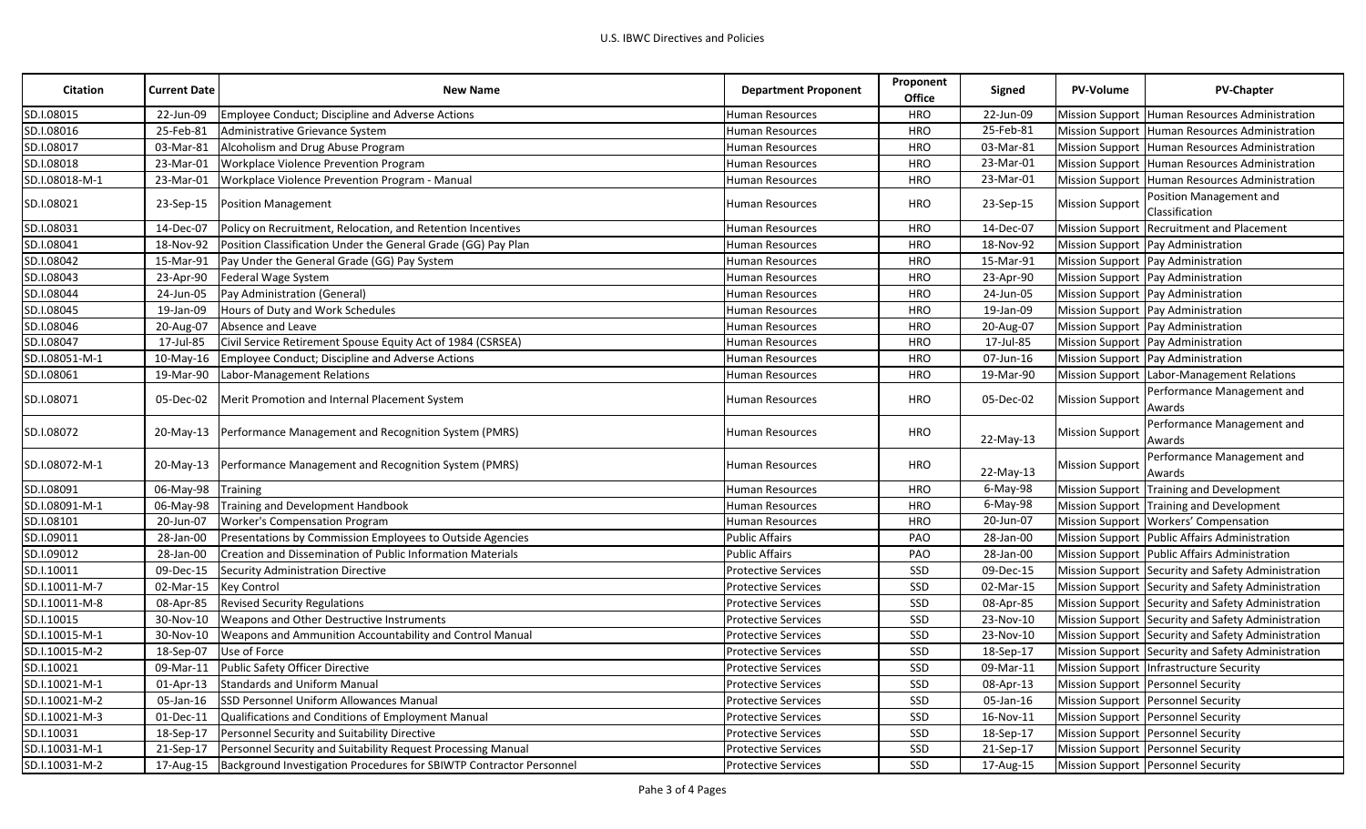| Citation | Current Date | New Name | Department Proponent | Proponent Office | Signed | PV-Volume | PV-Chapter |
|---|---|---|---|---|---|---|---|
| SD.I.08015 | 22-Jun-09 | Employee Conduct; Discipline and Adverse Actions | Human Resources | HRO | 22-Jun-09 | Mission Support | Human Resources Administration |
| SD.I.08016 | 25-Feb-81 | Administrative Grievance System | Human Resources | HRO | 25-Feb-81 | Mission Support | Human Resources Administration |
| SD.I.08017 | 03-Mar-81 | Alcoholism and Drug Abuse Program | Human Resources | HRO | 03-Mar-81 | Mission Support | Human Resources Administration |
| SD.I.08018 | 23-Mar-01 | Workplace Violence Prevention Program | Human Resources | HRO | 23-Mar-01 | Mission Support | Human Resources Administration |
| SD.I.08018-M-1 | 23-Mar-01 | Workplace Violence Prevention Program - Manual | Human Resources | HRO | 23-Mar-01 | Mission Support | Human Resources Administration |
| SD.I.08021 | 23-Sep-15 | Position Management | Human Resources | HRO | 23-Sep-15 | Mission Support | Position Management and Classification |
| SD.I.08031 | 14-Dec-07 | Policy on Recruitment, Relocation, and Retention Incentives | Human Resources | HRO | 14-Dec-07 | Mission Support | Recruitment and Placement |
| SD.I.08041 | 18-Nov-92 | Position Classification Under the General Grade (GG) Pay Plan | Human Resources | HRO | 18-Nov-92 | Mission Support | Pay Administration |
| SD.I.08042 | 15-Mar-91 | Pay Under the General Grade (GG) Pay System | Human Resources | HRO | 15-Mar-91 | Mission Support | Pay Administration |
| SD.I.08043 | 23-Apr-90 | Federal Wage System | Human Resources | HRO | 23-Apr-90 | Mission Support | Pay Administration |
| SD.I.08044 | 24-Jun-05 | Pay Administration (General) | Human Resources | HRO | 24-Jun-05 | Mission Support | Pay Administration |
| SD.I.08045 | 19-Jan-09 | Hours of Duty and Work Schedules | Human Resources | HRO | 19-Jan-09 | Mission Support | Pay Administration |
| SD.I.08046 | 20-Aug-07 | Absence and Leave | Human Resources | HRO | 20-Aug-07 | Mission Support | Pay Administration |
| SD.I.08047 | 17-Jul-85 | Civil Service Retirement Spouse Equity Act of 1984 (CSRSEA) | Human Resources | HRO | 17-Jul-85 | Mission Support | Pay Administration |
| SD.I.08051-M-1 | 10-May-16 | Employee Conduct; Discipline and Adverse Actions | Human Resources | HRO | 07-Jun-16 | Mission Support | Pay Administration |
| SD.I.08061 | 19-Mar-90 | Labor-Management Relations | Human Resources | HRO | 19-Mar-90 | Mission Support | Labor-Management Relations |
| SD.I.08071 | 05-Dec-02 | Merit Promotion and Internal Placement System | Human Resources | HRO | 05-Dec-02 | Mission Support | Performance Management and Awards |
| SD.I.08072 | 20-May-13 | Performance Management and Recognition System (PMRS) | Human Resources | HRO | 22-May-13 | Mission Support | Performance Management and Awards |
| SD.I.08072-M-1 | 20-May-13 | Performance Management and Recognition System (PMRS) | Human Resources | HRO | 22-May-13 | Mission Support | Performance Management and Awards |
| SD.I.08091 | 06-May-98 | Training | Human Resources | HRO | 6-May-98 | Mission Support | Training and Development |
| SD.I.08091-M-1 | 06-May-98 | Training and Development Handbook | Human Resources | HRO | 6-May-98 | Mission Support | Training and Development |
| SD.I.08101 | 20-Jun-07 | Worker's Compensation Program | Human Resources | HRO | 20-Jun-07 | Mission Support | Workers' Compensation |
| SD.I.09011 | 28-Jan-00 | Presentations by Commission Employees to Outside Agencies | Public Affairs | PAO | 28-Jan-00 | Mission Support | Public Affairs Administration |
| SD.I.09012 | 28-Jan-00 | Creation and Dissemination of Public Information Materials | Public Affairs | PAO | 28-Jan-00 | Mission Support | Public Affairs Administration |
| SD.I.10011 | 09-Dec-15 | Security Administration Directive | Protective Services | SSD | 09-Dec-15 | Mission Support | Security and Safety Administration |
| SD.I.10011-M-7 | 02-Mar-15 | Key Control | Protective Services | SSD | 02-Mar-15 | Mission Support | Security and Safety Administration |
| SD.I.10011-M-8 | 08-Apr-85 | Revised Security Regulations | Protective Services | SSD | 08-Apr-85 | Mission Support | Security and Safety Administration |
| SD.I.10015 | 30-Nov-10 | Weapons and Other Destructive Instruments | Protective Services | SSD | 23-Nov-10 | Mission Support | Security and Safety Administration |
| SD.I.10015-M-1 | 30-Nov-10 | Weapons and Ammunition Accountability and Control Manual | Protective Services | SSD | 23-Nov-10 | Mission Support | Security and Safety Administration |
| SD.I.10015-M-2 | 18-Sep-07 | Use of Force | Protective Services | SSD | 18-Sep-17 | Mission Support | Security and Safety Administration |
| SD.I.10021 | 09-Mar-11 | Public Safety Officer Directive | Protective Services | SSD | 09-Mar-11 | Mission Support | Infrastructure Security |
| SD.I.10021-M-1 | 01-Apr-13 | Standards and Uniform Manual | Protective Services | SSD | 08-Apr-13 | Mission Support | Personnel Security |
| SD.I.10021-M-2 | 05-Jan-16 | SSD Personnel Uniform Allowances Manual | Protective Services | SSD | 05-Jan-16 | Mission Support | Personnel Security |
| SD.I.10021-M-3 | 01-Dec-11 | Qualifications and Conditions of Employment Manual | Protective Services | SSD | 16-Nov-11 | Mission Support | Personnel Security |
| SD.I.10031 | 18-Sep-17 | Personnel Security and Suitability Directive | Protective Services | SSD | 18-Sep-17 | Mission Support | Personnel Security |
| SD.I.10031-M-1 | 21-Sep-17 | Personnel Security and Suitability Request Processing Manual | Protective Services | SSD | 21-Sep-17 | Mission Support | Personnel Security |
| SD.I.10031-M-2 | 17-Aug-15 | Background Investigation Procedures for SBIWTP Contractor Personnel | Protective Services | SSD | 17-Aug-15 | Mission Support | Personnel Security |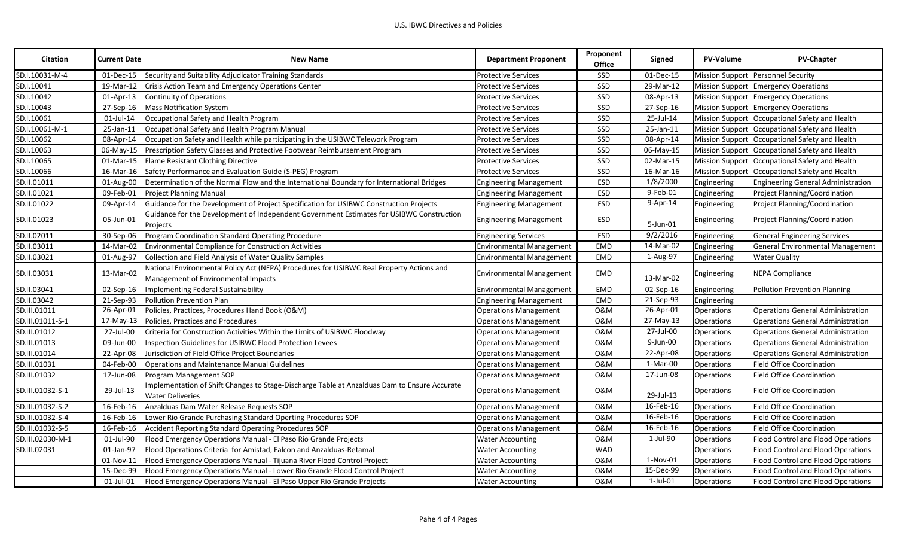U.S. IBWC Directives and Policies

| Citation | Current Date | New Name | Department Proponent | Proponent Office | Signed | PV-Volume | PV-Chapter |
|---|---|---|---|---|---|---|---|
| SD.I.10031-M-4 | 01-Dec-15 | Security and Suitability Adjudicator Training Standards | Protective Services | SSD | 01-Dec-15 | Mission Support | Personnel Security |
| SD.I.10041 | 19-Mar-12 | Crisis Action Team and Emergency Operations Center | Protective Services | SSD | 29-Mar-12 | Mission Support | Emergency Operations |
| SD.I.10042 | 01-Apr-13 | Continuity of Operations | Protective Services | SSD | 08-Apr-13 | Mission Support | Emergency Operations |
| SD.I.10043 | 27-Sep-16 | Mass Notification System | Protective Services | SSD | 27-Sep-16 | Mission Support | Emergency Operations |
| SD.I.10061 | 01-Jul-14 | Occupational Safety and Health Program | Protective Services | SSD | 25-Jul-14 | Mission Support | Occupational Safety and Health |
| SD.I.10061-M-1 | 25-Jan-11 | Occupational Safety and Health Program Manual | Protective Services | SSD | 25-Jan-11 | Mission Support | Occupational Safety and Health |
| SD.I.10062 | 08-Apr-14 | Occupation Safety and Health while participating in the USIBWC Telework Program | Protective Services | SSD | 08-Apr-14 | Mission Support | Occupational Safety and Health |
| SD.I.10063 | 06-May-15 | Prescription Safety Glasses and Protective Footwear Reimbursement Program | Protective Services | SSD | 06-May-15 | Mission Support | Occupational Safety and Health |
| SD.I.10065 | 01-Mar-15 | Flame Resistant Clothing Directive | Protective Services | SSD | 02-Mar-15 | Mission Support | Occupational Safety and Health |
| SD.I.10066 | 16-Mar-16 | Safety Performance and Evaluation Guide (S-PEG) Program | Protective Services | SSD | 16-Mar-16 | Mission Support | Occupational Safety and Health |
| SD.II.01011 | 01-Aug-00 | Determination of the Normal Flow and the International Boundary for International Bridges | Engineering Management | ESD | 1/8/2000 | Engineering | Engineering General Administration |
| SD.II.01021 | 09-Feb-01 | Project Planning Manual | Engineering Management | ESD | 9-Feb-01 | Engineering | Project Planning/Coordination |
| SD.II.01022 | 09-Apr-14 | Guidance for the Development of Project Specification for USIBWC Construction Projects | Engineering Management | ESD | 9-Apr-14 | Engineering | Project Planning/Coordination |
| SD.II.01023 | 05-Jun-01 | Guidance for the Development of Independent Government Estimates for USIBWC Construction Projects | Engineering Management | ESD | 5-Jun-01 | Engineering | Project Planning/Coordination |
| SD.II.02011 | 30-Sep-06 | Program Coordination Standard Operating Procedure | Engineering Services | ESD | 9/2/2016 | Engineering | General Engineering Services |
| SD.II.03011 | 14-Mar-02 | Environmental Compliance for Construction Activities | Environmental Management | EMD | 14-Mar-02 | Engineering | General Environmental Management |
| SD.II.03021 | 01-Aug-97 | Collection and Field Analysis of Water Quality Samples | Environmental Management | EMD | 1-Aug-97 | Engineering | Water Quality |
| SD.II.03031 | 13-Mar-02 | National Environmental Policy Act (NEPA) Procedures for USIBWC Real Property Actions and Management of Environmental Impacts | Environmental Management | EMD | 13-Mar-02 | Engineering | NEPA Compliance |
| SD.II.03041 | 02-Sep-16 | Implementing Federal Sustainability | Environmental Management | EMD | 02-Sep-16 | Engineering | Pollution Prevention Planning |
| SD.II.03042 | 21-Sep-93 | Pollution Prevention Plan | Engineering Management | EMD | 21-Sep-93 | Engineering | |
| SD.III.01011 | 26-Apr-01 | Policies, Practices, Procedures Hand Book (O&M) | Operations Management | O&M | 26-Apr-01 | Operations | Operations General Administration |
| SD.III.01011-S-1 | 17-May-13 | Policies, Practices and Procedures | Operations Management | O&M | 27-May-13 | Operations | Operations General Administration |
| SD.III.01012 | 27-Jul-00 | Criteria for Construction Activities Within the Limits of USIBWC Floodway | Operations Management | O&M | 27-Jul-00 | Operations | Operations General Administration |
| SD.III.01013 | 09-Jun-00 | Inspection Guidelines for USIBWC Flood Protection Levees | Operations Management | O&M | 9-Jun-00 | Operations | Operations General Administration |
| SD.III.01014 | 22-Apr-08 | Jurisdiction of Field Office Project Boundaries | Operations Management | O&M | 22-Apr-08 | Operations | Operations General Administration |
| SD.III.01031 | 04-Feb-00 | Operations and Maintenance Manual Guidelines | Operations Management | O&M | 1-Mar-00 | Operations | Field Office Coordination |
| SD.III.01032 | 17-Jun-08 | Program Management SOP | Operations Management | O&M | 17-Jun-08 | Operations | Field Office Coordination |
| SD.III.01032-S-1 | 29-Jul-13 | Implementation of Shift Changes to Stage-Discharge Table at Anzalduas Dam to Ensure Accurate Water Deliveries | Operations Management | O&M | 29-Jul-13 | Operations | Field Office Coordination |
| SD.III.01032-S-2 | 16-Feb-16 | Anzalduas Dam Water Release Requests SOP | Operations Management | O&M | 16-Feb-16 | Operations | Field Office Coordination |
| SD.III.01032-S-4 | 16-Feb-16 | Lower Rio Grande Purchasing Standard Operting Procedures SOP | Operations Management | O&M | 16-Feb-16 | Operations | Field Office Coordination |
| SD.III.01032-S-5 | 16-Feb-16 | Accident Reporting Standard Operating Procedures SOP | Operations Management | O&M | 16-Feb-16 | Operations | Field Office Coordination |
| SD.III.02030-M-1 | 01-Jul-90 | Flood Emergency Operations Manual - El Paso Rio Grande Projects | Water Accounting | O&M | 1-Jul-90 | Operations | Flood Control and Flood Operations |
| SD.III.02031 | 01-Jan-97 | Flood Operations Criteria for Amistad, Falcon and Anzalduas-Retamal | Water Accounting | WAD | | Operations | Flood Control and Flood Operations |
| | 01-Nov-11 | Flood Emergency Operations Manual - Tijuana River Flood Control Project | Water Accounting | O&M | 1-Nov-01 | Operations | Flood Control and Flood Operations |
| | 15-Dec-99 | Flood Emergency Operations Manual - Lower Rio Grande Flood Control Project | Water Accounting | O&M | 15-Dec-99 | Operations | Flood Control and Flood Operations |
| | 01-Jul-01 | Flood Emergency Operations Manual - El Paso Upper Rio Grande Projects | Water Accounting | O&M | 1-Jul-01 | Operations | Flood Control and Flood Operations |